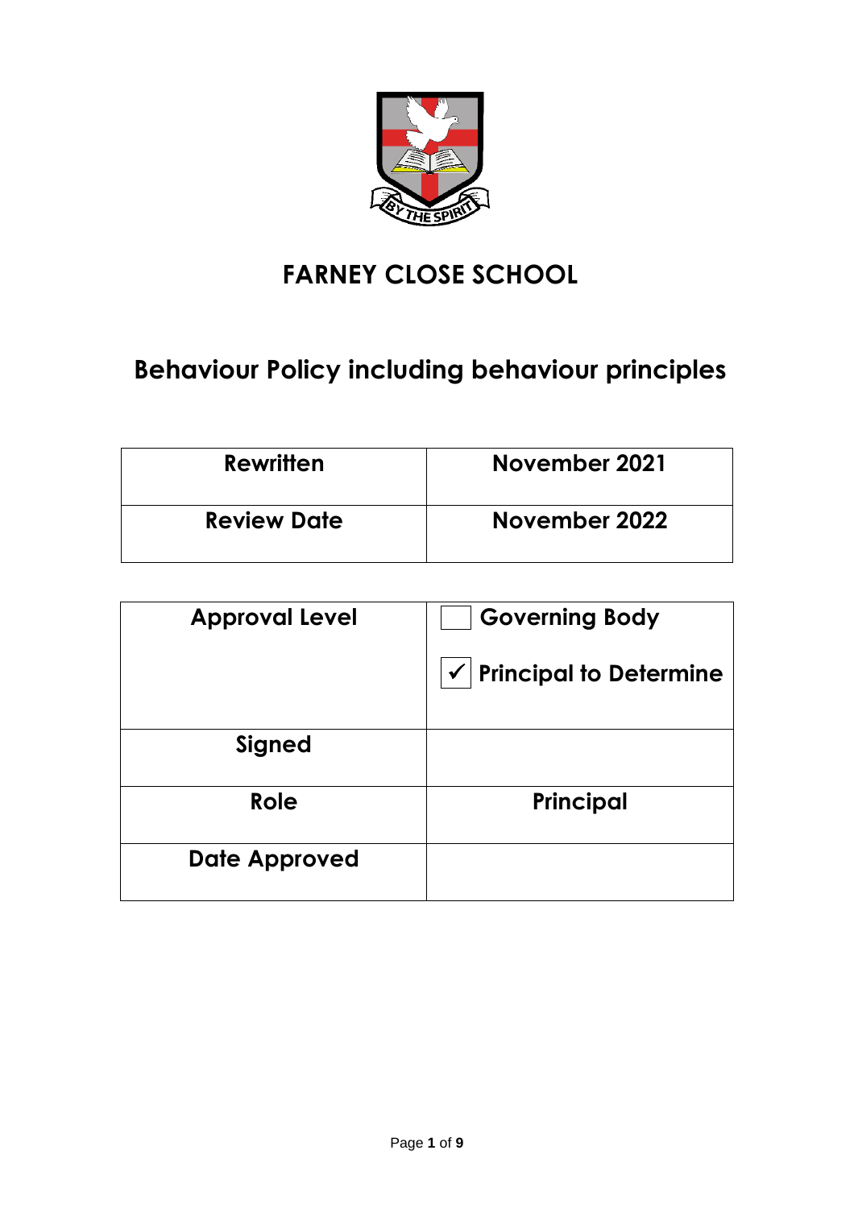# FARNEY CLOSE SCHOOL

## Behaviour Policy including behaviour principles

| Rewritten | November 2021 |
|---|---|
| Review Date | November 2022 |

| Approval Level | ☐ Governing Body<br>☑ Principal to Determine |
|---|---|
| Signed | |
| Role | Principal |
| Date Approved | |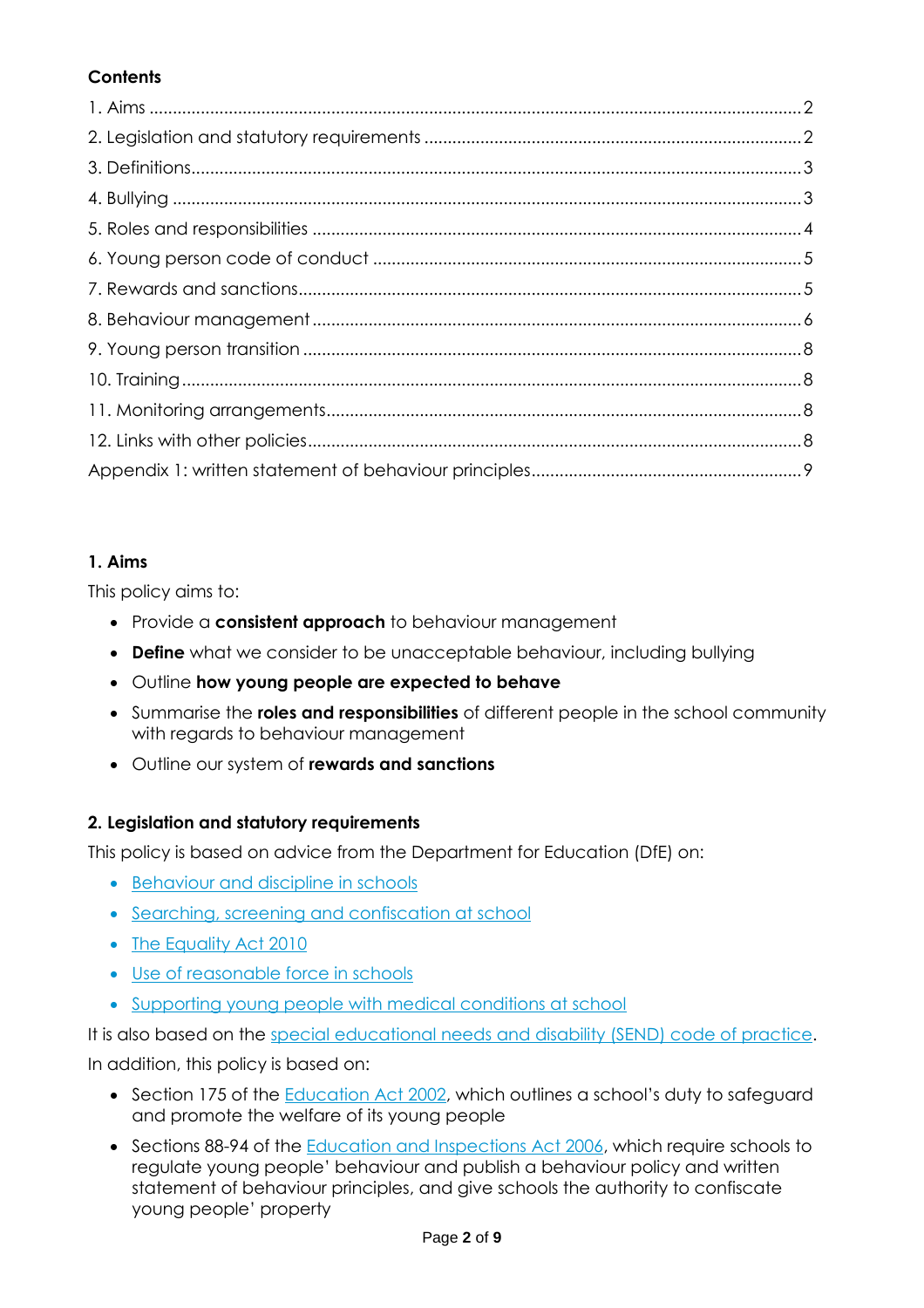**Contents**

1. Aims ........................................................................................................................................ 2
2. Legislation and statutory requirements ............................................................................... 2
3. Definitions................................................................................................................................ 3
4. Bullying .................................................................................................................................... 3
5. Roles and responsibilities ...................................................................................................... 4
6. Young person code of conduct .......................................................................................... 5
7. Rewards and sanctions.......................................................................................................... 5
8. Behaviour management ...................................................................................................... 6
9. Young person transition ......................................................................................................... 8
10. Training .................................................................................................................................. 8
11. Monitoring arrangements.................................................................................................... 8
12. Links with other policies........................................................................................................ 8
Appendix 1: written statement of behaviour principles.......................................................... 9

**1. Aims**

This policy aims to:

- Provide a **consistent approach** to behaviour management
- **Define** what we consider to be unacceptable behaviour, including bullying
- Outline **how young people are expected to behave**
- Summarise the **roles and responsibilities** of different people in the school community with regards to behaviour management
- Outline our system of **rewards and sanctions**

**2. Legislation and statutory requirements**

This policy is based on advice from the Department for Education (DfE) on:

- Behaviour and discipline in schools
- Searching, screening and confiscation at school
- The Equality Act 2010
- Use of reasonable force in schools
- Supporting young people with medical conditions at school

It is also based on the special educational needs and disability (SEND) code of practice.

In addition, this policy is based on:

- Section 175 of the Education Act 2002, which outlines a school's duty to safeguard and promote the welfare of its young people
- Sections 88-94 of the Education and Inspections Act 2006, which require schools to regulate young people' behaviour and publish a behaviour policy and written statement of behaviour principles, and give schools the authority to confiscate young people' property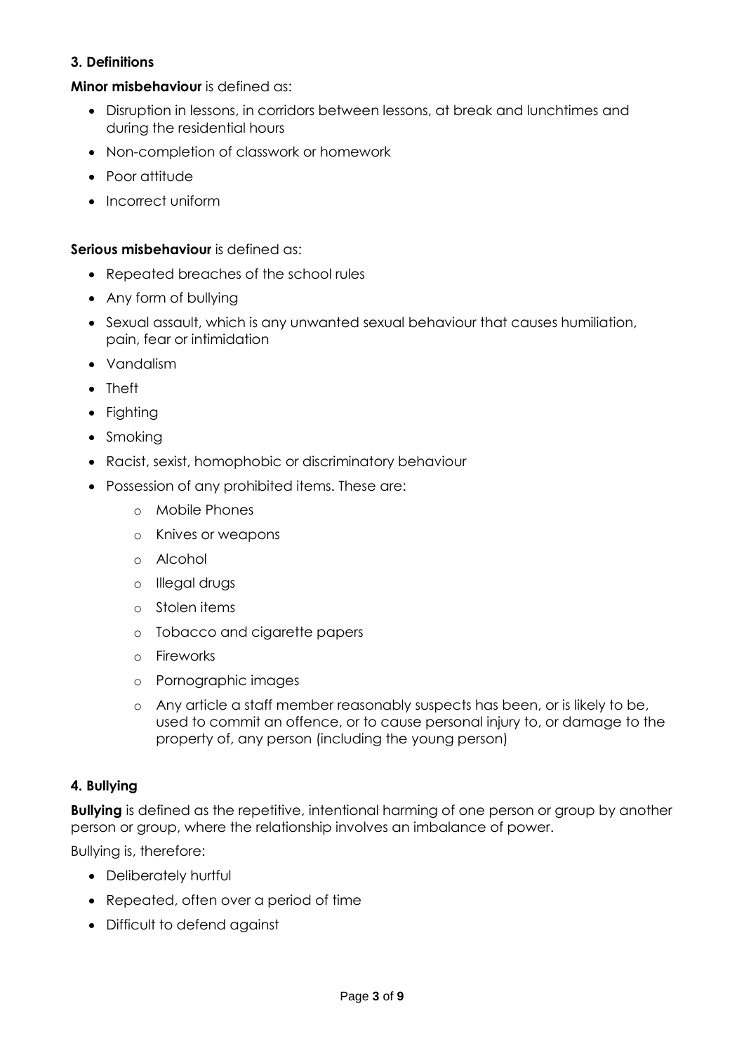### 3. Definitions

**Minor misbehaviour** is defined as:

- Disruption in lessons, in corridors between lessons, at break and lunchtimes and during the residential hours
- Non-completion of classwork or homework
- Poor attitude
- Incorrect uniform

**Serious misbehaviour** is defined as:

- Repeated breaches of the school rules
- Any form of bullying
- Sexual assault, which is any unwanted sexual behaviour that causes humiliation, pain, fear or intimidation
- Vandalism
- Theft
- Fighting
- Smoking
- Racist, sexist, homophobic or discriminatory behaviour
- Possession of any prohibited items. These are:
    - Mobile Phones
    - Knives or weapons
    - Alcohol
    - Illegal drugs
    - Stolen items
    - Tobacco and cigarette papers
    - Fireworks
    - Pornographic images
    - Any article a staff member reasonably suspects has been, or is likely to be, used to commit an offence, or to cause personal injury to, or damage to the property of, any person (including the young person)

### 4. Bullying

**Bullying** is defined as the repetitive, intentional harming of one person or group by another person or group, where the relationship involves an imbalance of power.

Bullying is, therefore:

- Deliberately hurtful
- Repeated, often over a period of time
- Difficult to defend against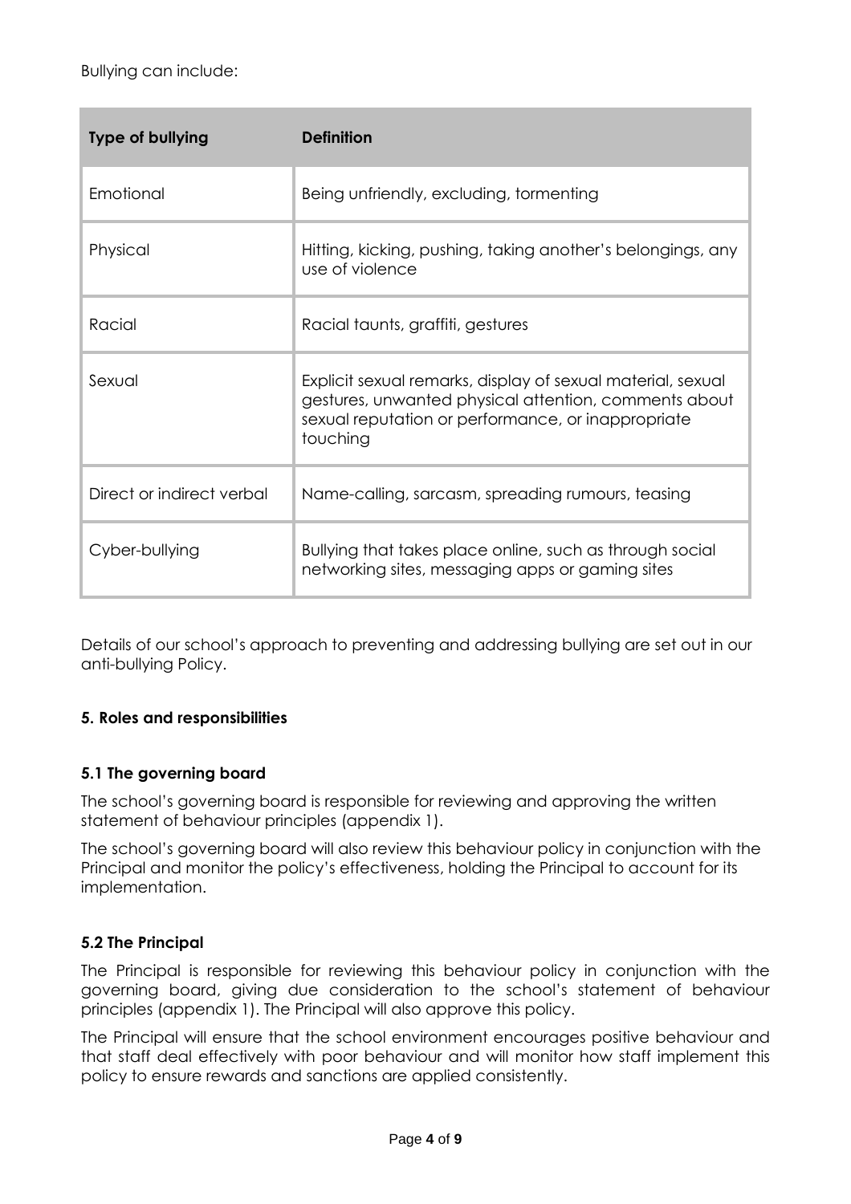Bullying can include:

| Type of bullying | Definition |
| --- | --- |
| Emotional | Being unfriendly, excluding, tormenting |
| Physical | Hitting, kicking, pushing, taking another's belongings, any use of violence |
| Racial | Racial taunts, graffiti, gestures |
| Sexual | Explicit sexual remarks, display of sexual material, sexual gestures, unwanted physical attention, comments about sexual reputation or performance, or inappropriate touching |
| Direct or indirect verbal | Name-calling, sarcasm, spreading rumours, teasing |
| Cyber-bullying | Bullying that takes place online, such as through social networking sites, messaging apps or gaming sites |

Details of our school's approach to preventing and addressing bullying are set out in our anti-bullying Policy.

## 5. Roles and responsibilities

### 5.1 The governing board

The school's governing board is responsible for reviewing and approving the written statement of behaviour principles (appendix 1).

The school's governing board will also review this behaviour policy in conjunction with the Principal and monitor the policy's effectiveness, holding the Principal to account for its implementation.

### 5.2 The Principal

The Principal is responsible for reviewing this behaviour policy in conjunction with the governing board, giving due consideration to the school's statement of behaviour principles (appendix 1). The Principal will also approve this policy.

The Principal will ensure that the school environment encourages positive behaviour and that staff deal effectively with poor behaviour and will monitor how staff implement this policy to ensure rewards and sanctions are applied consistently.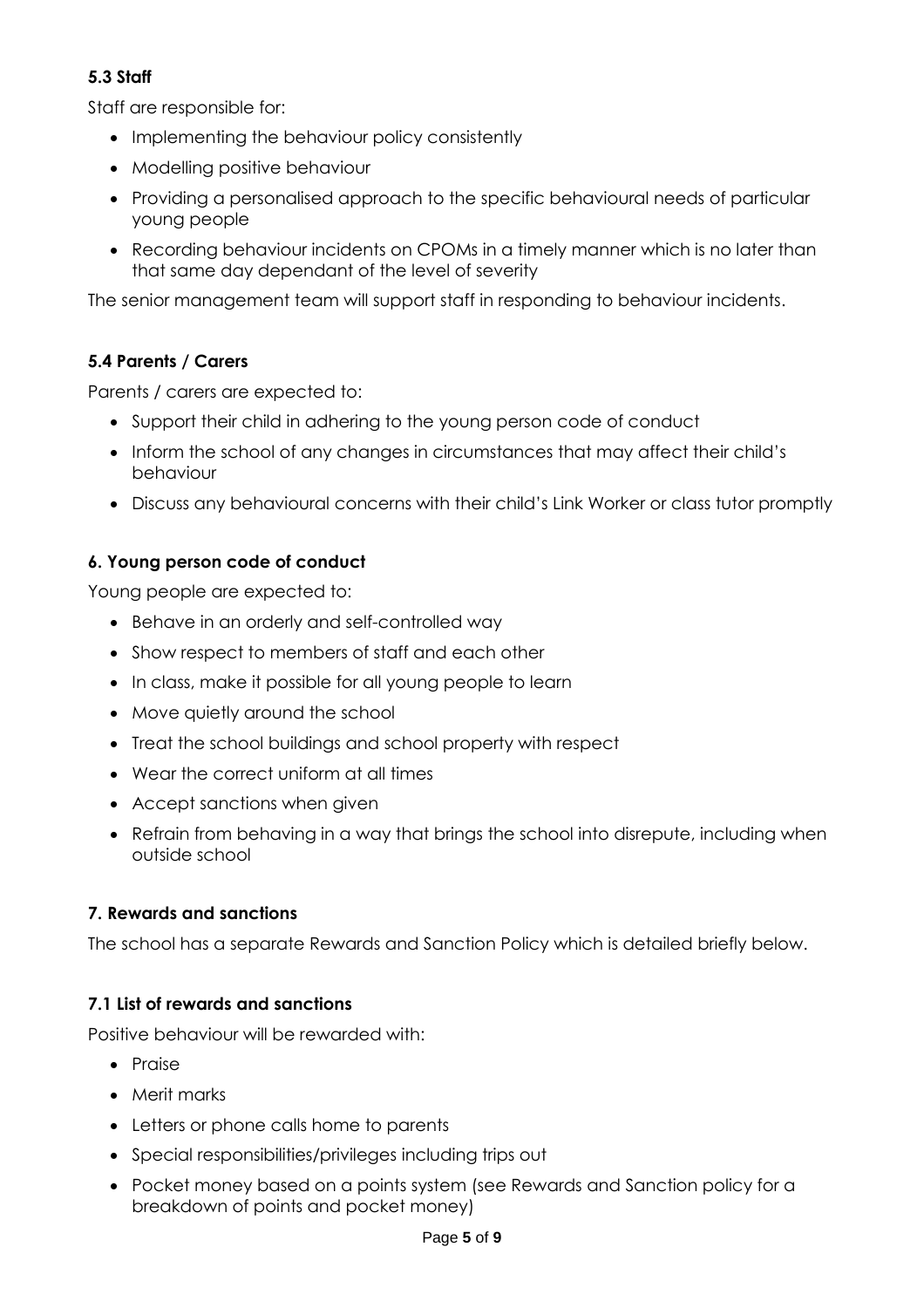### 5.3 Staff

Staff are responsible for:

- Implementing the behaviour policy consistently
- Modelling positive behaviour
- Providing a personalised approach to the specific behavioural needs of particular young people
- Recording behaviour incidents on CPOMs in a timely manner which is no later than that same day dependant of the level of severity

The senior management team will support staff in responding to behaviour incidents.

### 5.4 Parents / Carers

Parents / carers are expected to:

- Support their child in adhering to the young person code of conduct
- Inform the school of any changes in circumstances that may affect their child's behaviour
- Discuss any behavioural concerns with their child's Link Worker or class tutor promptly

## 6. Young person code of conduct

Young people are expected to:

- Behave in an orderly and self-controlled way
- Show respect to members of staff and each other
- In class, make it possible for all young people to learn
- Move quietly around the school
- Treat the school buildings and school property with respect
- Wear the correct uniform at all times
- Accept sanctions when given
- Refrain from behaving in a way that brings the school into disrepute, including when outside school

## 7. Rewards and sanctions

The school has a separate Rewards and Sanction Policy which is detailed briefly below.

### 7.1 List of rewards and sanctions

Positive behaviour will be rewarded with:

- Praise
- Merit marks
- Letters or phone calls home to parents
- Special responsibilities/privileges including trips out
- Pocket money based on a points system (see Rewards and Sanction policy for a breakdown of points and pocket money)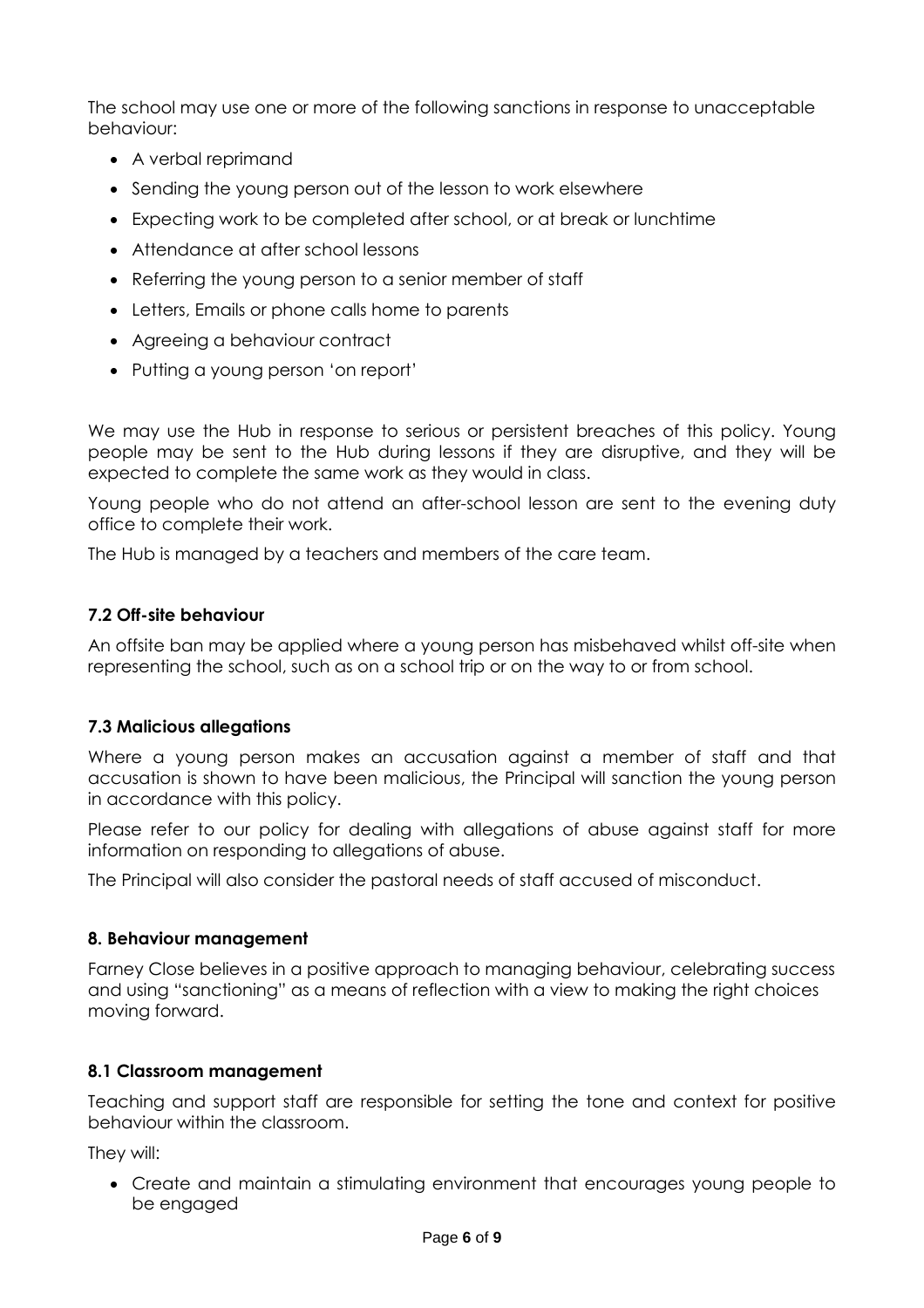The school may use one or more of the following sanctions in response to unacceptable behaviour:

- A verbal reprimand
- Sending the young person out of the lesson to work elsewhere
- Expecting work to be completed after school, or at break or lunchtime
- Attendance at after school lessons
- Referring the young person to a senior member of staff
- Letters, Emails or phone calls home to parents
- Agreeing a behaviour contract
- Putting a young person 'on report'

We may use the Hub in response to serious or persistent breaches of this policy. Young people may be sent to the Hub during lessons if they are disruptive, and they will be expected to complete the same work as they would in class.

Young people who do not attend an after-school lesson are sent to the evening duty office to complete their work.

The Hub is managed by a teachers and members of the care team.

### 7.2 Off-site behaviour

An offsite ban may be applied where a young person has misbehaved whilst off-site when representing the school, such as on a school trip or on the way to or from school.

### 7.3 Malicious allegations

Where a young person makes an accusation against a member of staff and that accusation is shown to have been malicious, the Principal will sanction the young person in accordance with this policy.

Please refer to our policy for dealing with allegations of abuse against staff for more information on responding to allegations of abuse.

The Principal will also consider the pastoral needs of staff accused of misconduct.

## 8. Behaviour management

Farney Close believes in a positive approach to managing behaviour, celebrating success and using "sanctioning" as a means of reflection with a view to making the right choices moving forward.

### 8.1 Classroom management

Teaching and support staff are responsible for setting the tone and context for positive behaviour within the classroom.

They will:

- Create and maintain a stimulating environment that encourages young people to be engaged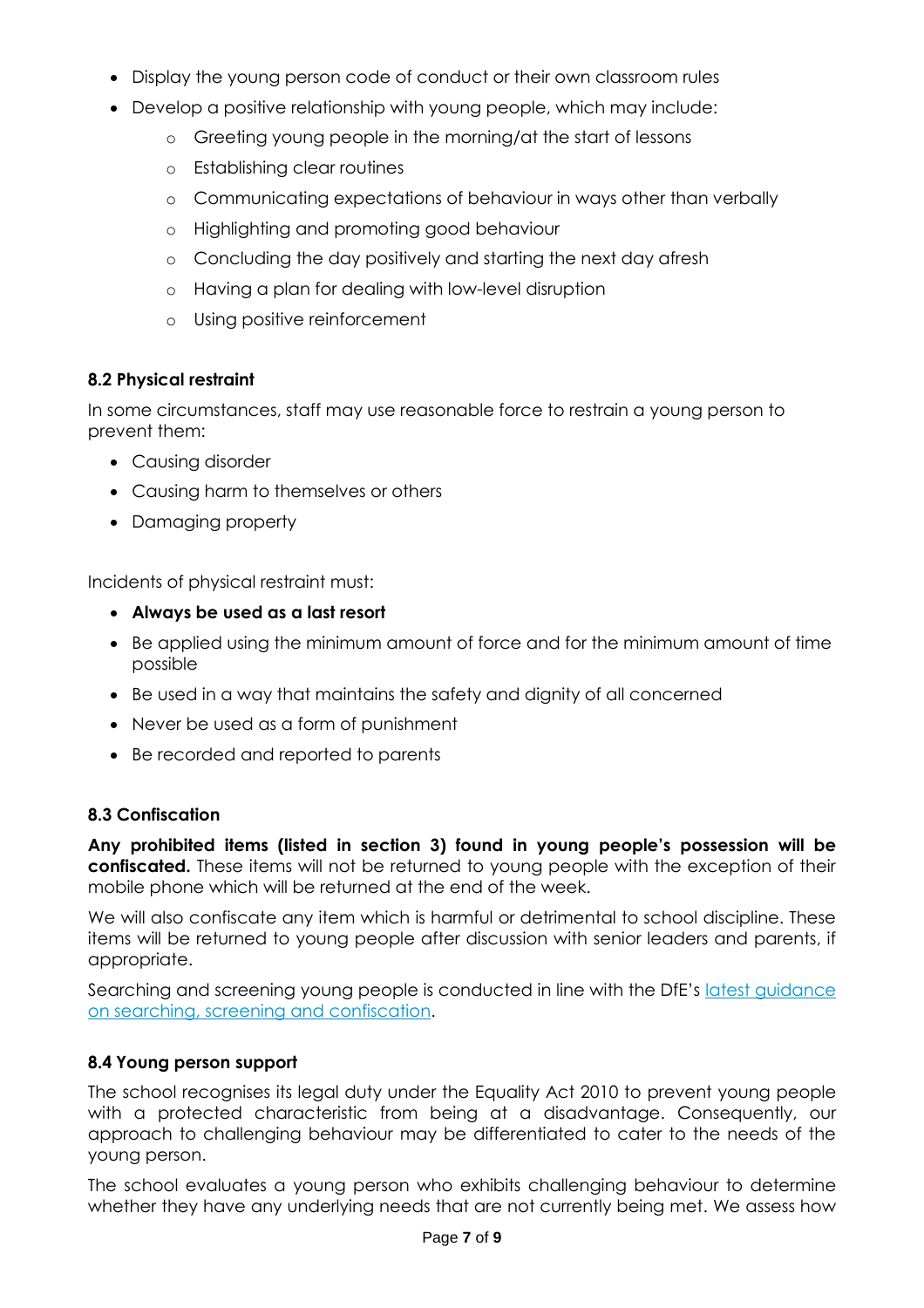- Display the young person code of conduct or their own classroom rules
- Develop a positive relationship with young people, which may include:
  - Greeting young people in the morning/at the start of lessons
  - Establishing clear routines
  - Communicating expectations of behaviour in ways other than verbally
  - Highlighting and promoting good behaviour
  - Concluding the day positively and starting the next day afresh
  - Having a plan for dealing with low-level disruption
  - Using positive reinforcement

### 8.2 Physical restraint

In some circumstances, staff may use reasonable force to restrain a young person to prevent them:

- Causing disorder
- Causing harm to themselves or others
- Damaging property

Incidents of physical restraint must:

- **Always be used as a last resort**
- Be applied using the minimum amount of force and for the minimum amount of time possible
- Be used in a way that maintains the safety and dignity of all concerned
- Never be used as a form of punishment
- Be recorded and reported to parents

### 8.3 Confiscation

**Any prohibited items (listed in section 3) found in young people's possession will be confiscated.** These items will not be returned to young people with the exception of their mobile phone which will be returned at the end of the week.

We will also confiscate any item which is harmful or detrimental to school discipline. These items will be returned to young people after discussion with senior leaders and parents, if appropriate.

Searching and screening young people is conducted in line with the DfE's [latest guidance on searching, screening and confiscation](#).

### 8.4 Young person support

The school recognises its legal duty under the Equality Act 2010 to prevent young people with a protected characteristic from being at a disadvantage. Consequently, our approach to challenging behaviour may be differentiated to cater to the needs of the young person.

The school evaluates a young person who exhibits challenging behaviour to determine whether they have any underlying needs that are not currently being met. We assess how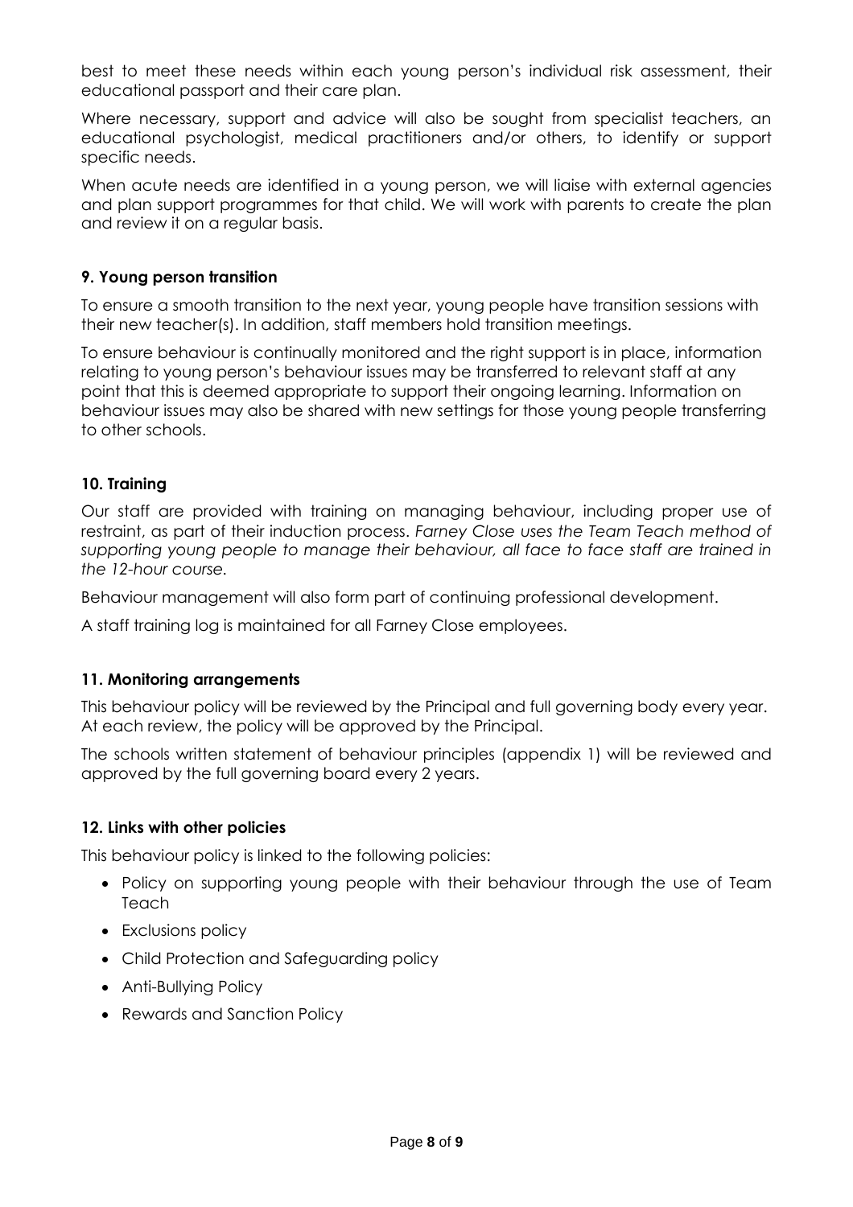best to meet these needs within each young person's individual risk assessment, their educational passport and their care plan.

Where necessary, support and advice will also be sought from specialist teachers, an educational psychologist, medical practitioners and/or others, to identify or support specific needs.

When acute needs are identified in a young person, we will liaise with external agencies and plan support programmes for that child. We will work with parents to create the plan and review it on a regular basis.

### 9. Young person transition

To ensure a smooth transition to the next year, young people have transition sessions with their new teacher(s). In addition, staff members hold transition meetings.

To ensure behaviour is continually monitored and the right support is in place, information relating to young person's behaviour issues may be transferred to relevant staff at any point that this is deemed appropriate to support their ongoing learning. Information on behaviour issues may also be shared with new settings for those young people transferring to other schools.

### 10. Training

Our staff are provided with training on managing behaviour, including proper use of restraint, as part of their induction process. *Farney Close uses the Team Teach method of supporting young people to manage their behaviour, all face to face staff are trained in the 12-hour course.*

Behaviour management will also form part of continuing professional development.

A staff training log is maintained for all Farney Close employees.

### 11. Monitoring arrangements

This behaviour policy will be reviewed by the Principal and full governing body every year. At each review, the policy will be approved by the Principal.

The schools written statement of behaviour principles (appendix 1) will be reviewed and approved by the full governing board every 2 years.

### 12. Links with other policies

This behaviour policy is linked to the following policies:

- Policy on supporting young people with their behaviour through the use of Team Teach
- Exclusions policy
- Child Protection and Safeguarding policy
- Anti-Bullying Policy
- Rewards and Sanction Policy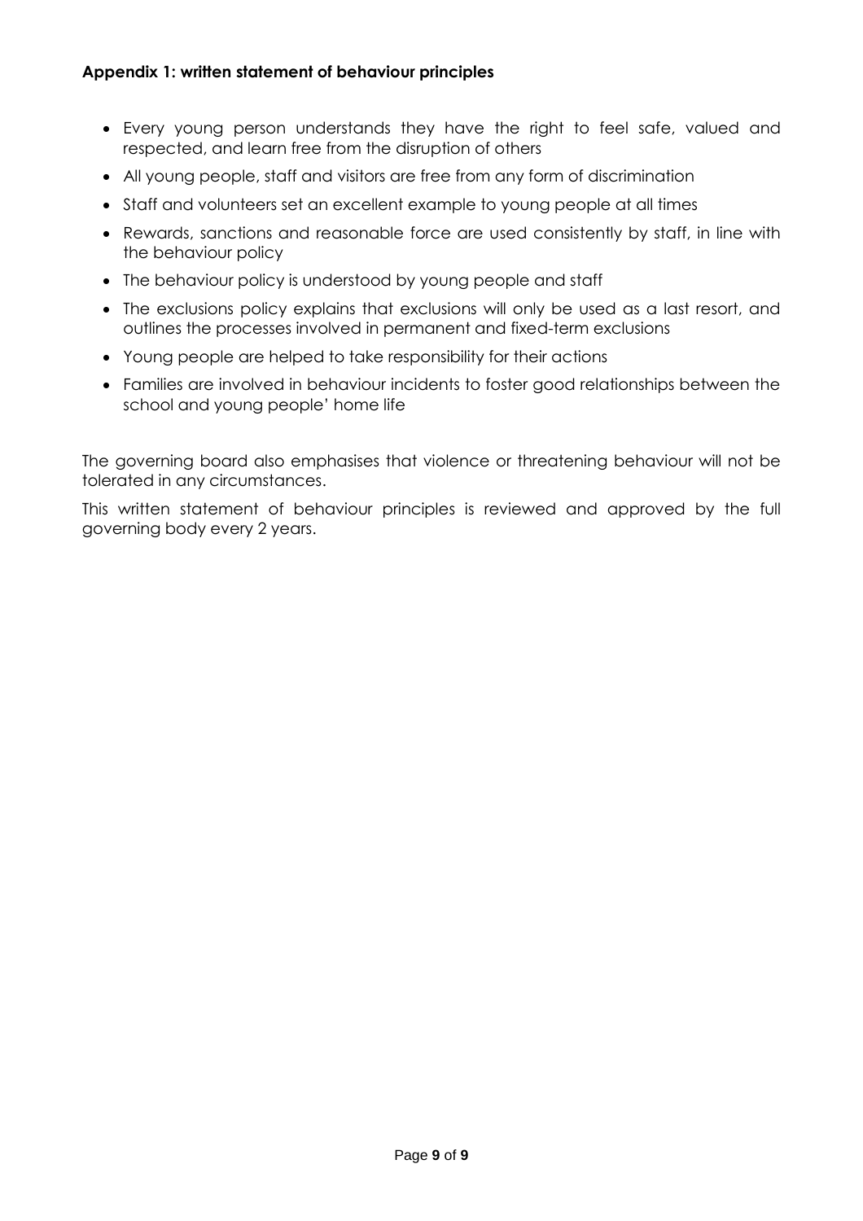**Appendix 1: written statement of behaviour principles**

- Every young person understands they have the right to feel safe, valued and respected, and learn free from the disruption of others
- All young people, staff and visitors are free from any form of discrimination
- Staff and volunteers set an excellent example to young people at all times
- Rewards, sanctions and reasonable force are used consistently by staff, in line with the behaviour policy
- The behaviour policy is understood by young people and staff
- The exclusions policy explains that exclusions will only be used as a last resort, and outlines the processes involved in permanent and fixed-term exclusions
- Young people are helped to take responsibility for their actions
- Families are involved in behaviour incidents to foster good relationships between the school and young people' home life

The governing board also emphasises that violence or threatening behaviour will not be tolerated in any circumstances.

This written statement of behaviour principles is reviewed and approved by the full governing body every 2 years.